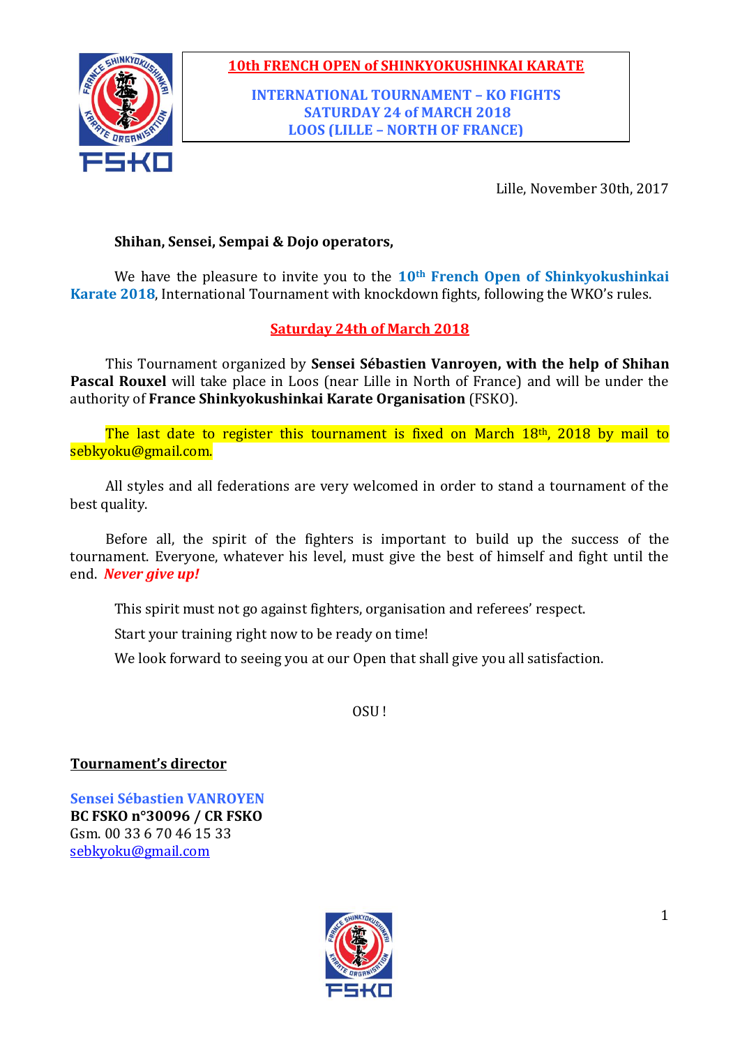# 10th FRENCH OPEN of SHINKYOKUSHINKAI KARATE

**INTERNATIONAL TOURNAMENT – KO FIGHTS**
**SATURDAY 24 of MARCH 2018**
**LOOS (LILLE – NORTH OF FRANCE)**

Lille, November 30th, 2017

**Shihan, Sensei, Sempai & Dojo operators,**

We have the pleasure to invite you to the **10th French Open of Shinkyokushinkai Karate 2018**, International Tournament with knockdown fights, following the WKO's rules.

**Saturday 24th of March 2018**

This Tournament organized by **Sensei Sébastien Vanroyen, with the help of Shihan Pascal Rouxel** will take place in Loos (near Lille in North of France) and will be under the authority of **France Shinkyokushinkai Karate Organisation** (FSKO).

The last date to register this tournament is fixed on March 18th, 2018 by mail to sebkyoku@gmail.com.

All styles and all federations are very welcomed in order to stand a tournament of the best quality.

Before all, the spirit of the fighters is important to build up the success of the tournament. Everyone, whatever his level, must give the best of himself and fight until the end. ***Never give up!***

This spirit must not go against fighters, organisation and referees' respect.

Start your training right now to be ready on time!

We look forward to seeing you at our Open that shall give you all satisfaction.

OSU !

**Tournament's director**

**Sensei Sébastien VANROYEN**
**BC FSKO n°30096 / CR FSKO**
Gsm. 00 33 6 70 46 15 33
sebkyoku@gmail.com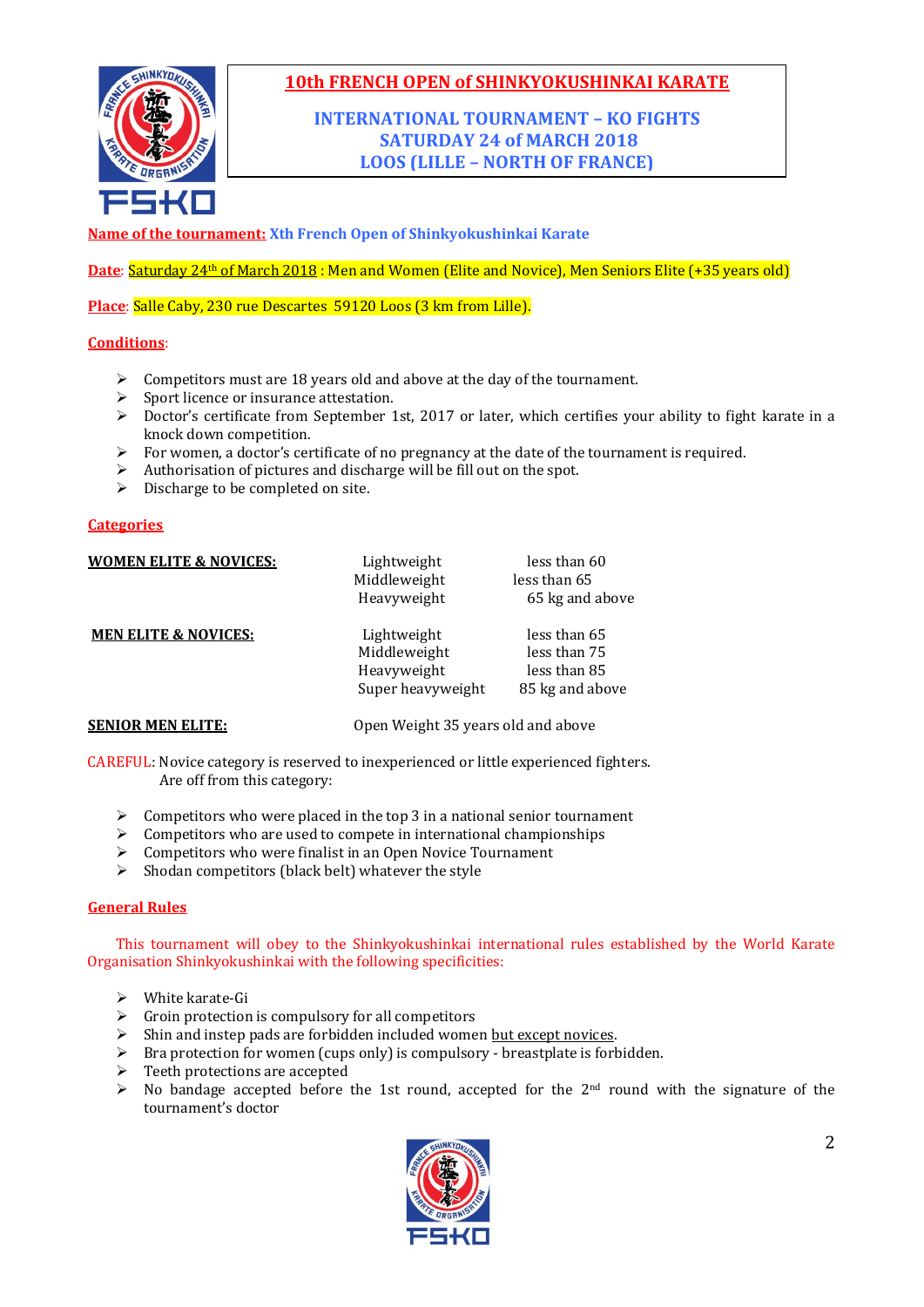# 10th FRENCH OPEN of SHINKYOKUSHINKAI KARATE

## INTERNATIONAL TOURNAMENT – KO FIGHTS
## SATURDAY 24 of MARCH 2018
## LOOS (LILLE – NORTH OF FRANCE)

**Name of the tournament:** Xth French Open of Shinkyokushinkai Karate

**Date**: Saturday 24th of March 2018 : Men and Women (Elite and Novice), Men Seniors Elite (+35 years old)

**Place**: Salle Caby, 230 rue Descartes 59120 Loos (3 km from Lille).

**Conditions**:

- Competitors must are 18 years old and above at the day of the tournament.
- Sport licence or insurance attestation.
- Doctor's certificate from September 1st, 2017 or later, which certifies your ability to fight karate in a knock down competition.
- For women, a doctor's certificate of no pregnancy at the date of the tournament is required.
- Authorisation of pictures and discharge will be fill out on the spot.
- Discharge to be completed on site.

**Categories**

| | | |
|---|---|---|
| **WOMEN ELITE & NOVICES:** | Lightweight | less than 60 |
| | Middleweight | less than 65 |
| | Heavyweight | 65 kg and above |
| **MEN ELITE & NOVICES:** | Lightweight | less than 65 |
| | Middleweight | less than 75 |
| | Heavyweight | less than 85 |
| | Super heavyweight | 85 kg and above |
| **SENIOR MEN ELITE:** | Open Weight 35 years old and above | |

CAREFUL: Novice category is reserved to inexperienced or little experienced fighters.
Are off from this category:

- Competitors who were placed in the top 3 in a national senior tournament
- Competitors who are used to compete in international championships
- Competitors who were finalist in an Open Novice Tournament
- Shodan competitors (black belt) whatever the style

**General Rules**

This tournament will obey to the Shinkyokushinkai international rules established by the World Karate Organisation Shinkyokushinkai with the following specificities:

- White karate-Gi
- Groin protection is compulsory for all competitors
- Shin and instep pads are forbidden included women but except novices.
- Bra protection for women (cups only) is compulsory - breastplate is forbidden.
- Teeth protections are accepted
- No bandage accepted before the 1st round, accepted for the 2nd round with the signature of the tournament's doctor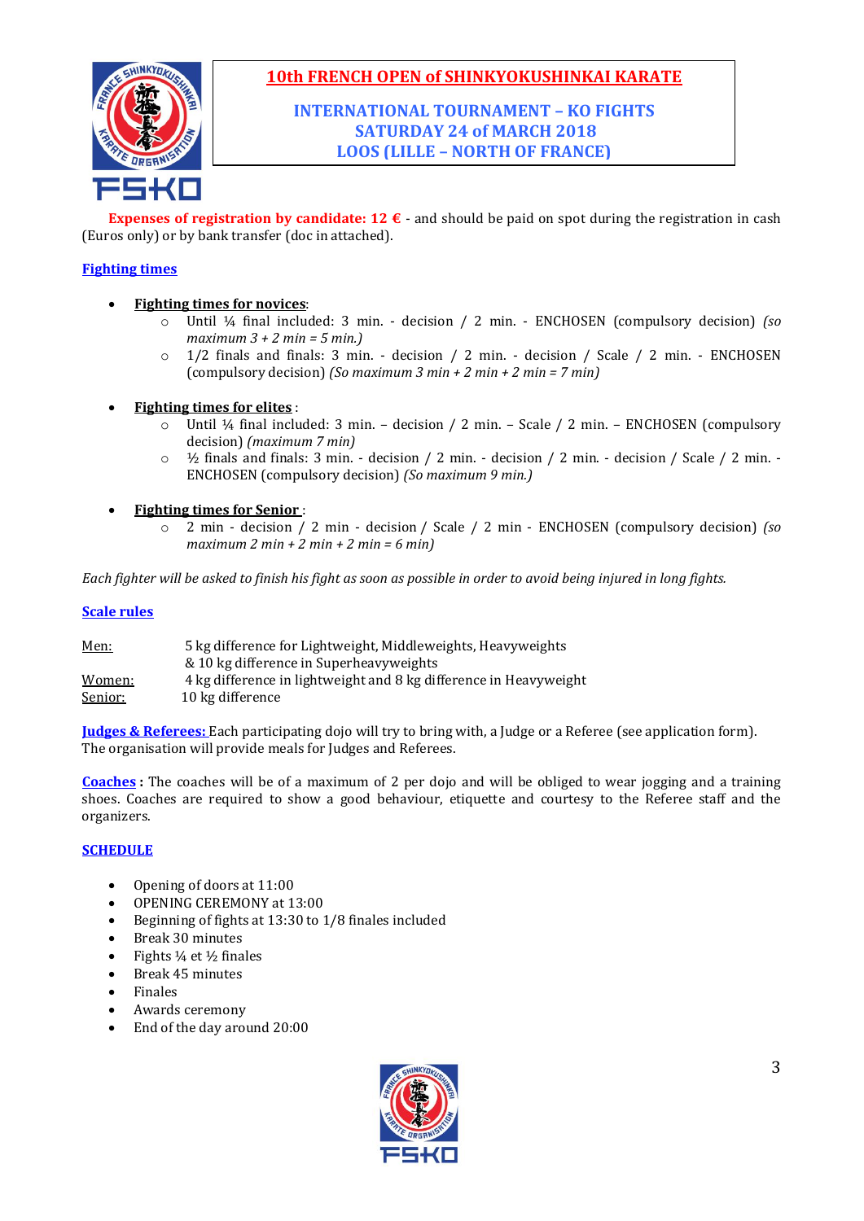# 10th FRENCH OPEN of SHINKYOKUSHINKAI KARATE

## INTERNATIONAL TOURNAMENT – KO FIGHTS
## SATURDAY 24 of MARCH 2018
## LOOS (LILLE – NORTH OF FRANCE)

**Expenses of registration by candidate: 12 €** - and should be paid on spot during the registration in cash (Euros only) or by bank transfer (doc in attached).

### Fighting times

- **Fighting times for novices**:
  - Until ¼ final included: 3 min. - decision / 2 min. - ENCHOSEN (compulsory decision) *(so maximum 3 + 2 min = 5 min.)*
  - 1/2 finals and finals: 3 min. - decision / 2 min. - decision / Scale / 2 min. - ENCHOSEN (compulsory decision) *(So maximum 3 min + 2 min + 2 min = 7 min)*

- **Fighting times for elites** :
  - Until ¼ final included: 3 min. – decision / 2 min. – Scale / 2 min. – ENCHOSEN (compulsory decision) *(maximum 7 min)*
  - ½ finals and finals: 3 min. - decision / 2 min. - decision / 2 min. - decision / Scale / 2 min. - ENCHOSEN (compulsory decision) *(So maximum 9 min.)*

- **Fighting times for Senior** :
  - 2 min - decision / 2 min - decision / Scale / 2 min - ENCHOSEN (compulsory decision) *(so maximum 2 min + 2 min + 2 min = 6 min)*

*Each fighter will be asked to finish his fight as soon as possible in order to avoid being injured in long fights.*

### Scale rules

Men: 5 kg difference for Lightweight, Middleweights, Heavyweights
& 10 kg difference in Superheavyweights
Women: 4 kg difference in lightweight and 8 kg difference in Heavyweight
Senior: 10 kg difference

**Judges & Referees:** Each participating dojo will try to bring with, a Judge or a Referee (see application form). The organisation will provide meals for Judges and Referees.

**Coaches :** The coaches will be of a maximum of 2 per dojo and will be obliged to wear jogging and a training shoes. Coaches are required to show a good behaviour, etiquette and courtesy to the Referee staff and the organizers.

### SCHEDULE

- Opening of doors at 11:00
- OPENING CEREMONY at 13:00
- Beginning of fights at 13:30 to 1/8 finales included
- Break 30 minutes
- Fights ¼ et ½ finales
- Break 45 minutes
- Finales
- Awards ceremony
- End of the day around 20:00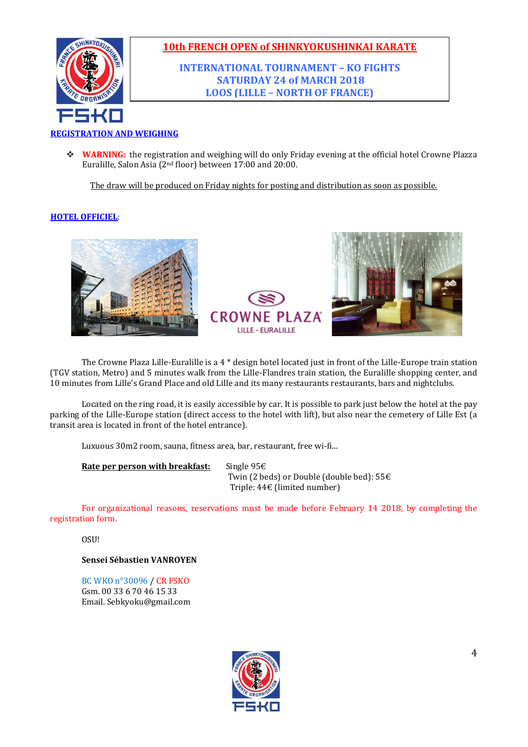# 10th FRENCH OPEN of SHINKYOKUSHINKAI KARATE

## INTERNATIONAL TOURNAMENT – KO FIGHTS
## SATURDAY 24 of MARCH 2018
## LOOS (LILLE – NORTH OF FRANCE)

**REGISTRATION AND WEIGHING**

- **WARNING:** the registration and weighing will do only Friday evening at the official hotel Crowne Plazza Euralille, Salon Asia (2nd floor) between 17:00 and 20:00.

The draw will be produced on Friday nights for posting and distribution as soon as possible.

**HOTEL OFFICIEL:**

The Crowne Plaza Lille-Euralille is a 4 * design hotel located just in front of the Lille-Europe train station (TGV station, Metro) and 5 minutes walk from the Lille-Flandres train station, the Euralille shopping center, and 10 minutes from Lille's Grand Place and old Lille and its many restaurants restaurants, bars and nightclubs.

Located on the ring road, it is easily accessible by car. It is possible to park just below the hotel at the pay parking of the Lille-Europe station (direct access to the hotel with lift), but also near the cemetery of Lille Est (a transit area is located in front of the hotel entrance).

Luxuous 30m2 room, sauna, fitness area, bar, restaurant, free wi-fi...

**Rate per person with breakfast:** Single 95€
Twin (2 beds) or Double (double bed): 55€
Triple: 44€ (limited number)

For organizational reasons, reservations must be made before February 14 2018, by completing the registration form.

OSU!

**Sensei Sébastien VANROYEN**

BC WKO n°30096 / CR FSKO
Gsm. 00 33 6 70 46 15 33
Email. Sebkyoku@gmail.com